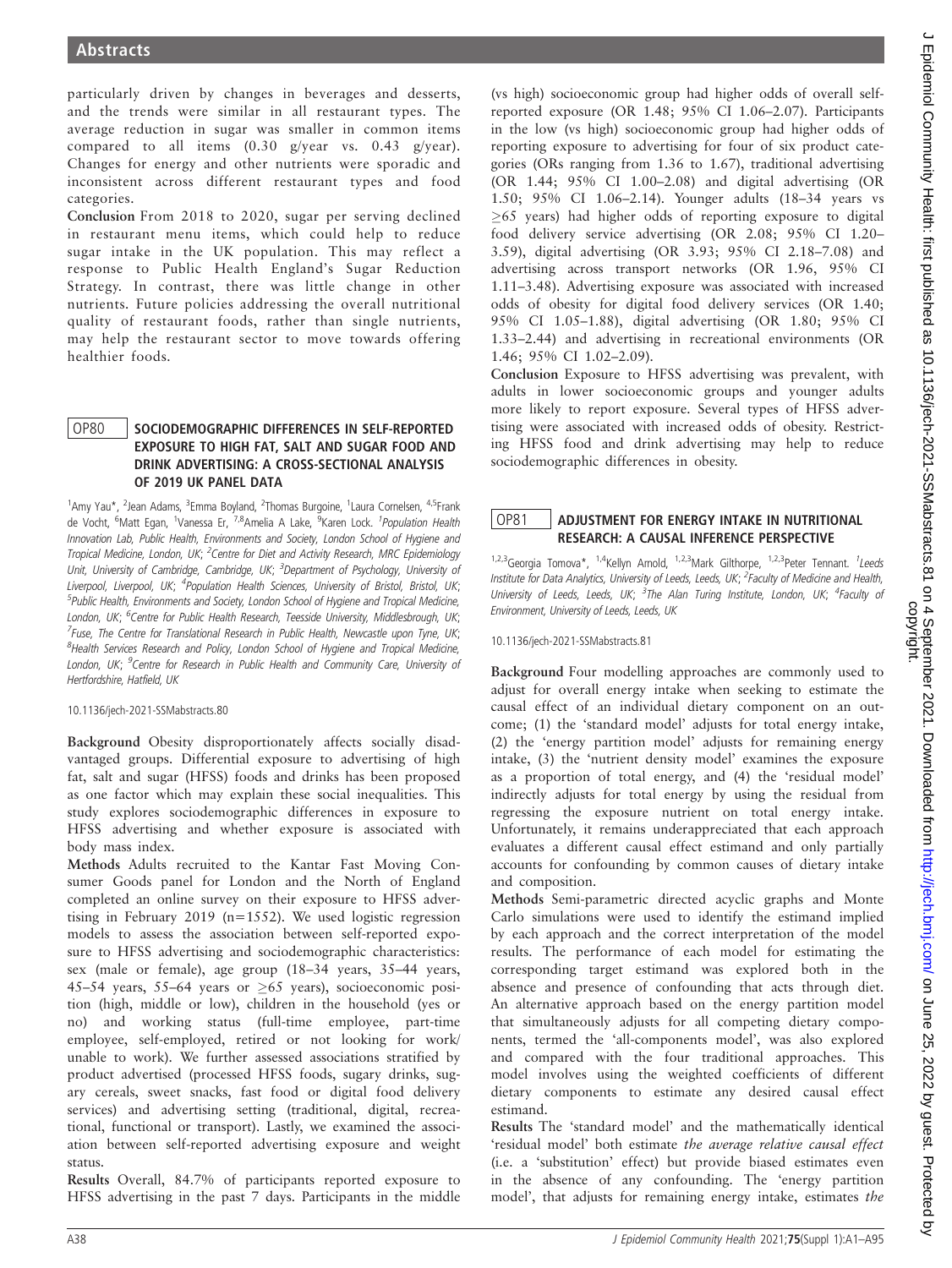particularly driven by changes in beverages and desserts, and the trends were similar in all restaurant types. The average reduction in sugar was smaller in common items compared to all items (0.30 g/year vs. 0.43 g/year). Changes for energy and other nutrients were sporadic and inconsistent across different restaurant types and food categories.

**Conclusion** From 2018 to 2020, sugar per serving declined in restaurant menu items, which could help to reduce sugar intake in the UK population. This may reflect a response to Public Health England's Sugar Reduction Strategy. In contrast, there was little change in other nutrients. Future policies addressing the overall nutritional quality of restaurant foods, rather than single nutrients, may help the restaurant sector to move towards offering healthier foods.

## OP80 SOCIODEMOGRAPHIC DIFFERENCES IN SELF-REPORTED EXPOSURE TO HIGH FAT, SALT AND SUGAR FOOD AND DRINK ADVERTISING: A CROSS-SECTIONAL ANALYSIS OF 2019 UK PANEL DATA

[1]Amy Yau*, [2]Jean Adams, [3]Emma Boyland, [2]Thomas Burgoine, [1]Laura Cornelsen, [4,5]Frank de Vocht, [6]Matt Egan, [1]Vanessa Er, [7,8]Amelia A Lake, [9]Karen Lock. [1]*Population Health Innovation Lab, Public Health, Environments and Society, London School of Hygiene and Tropical Medicine, London, UK;* [2]*Centre for Diet and Activity Research, MRC Epidemiology Unit, University of Cambridge, Cambridge, UK;* [3]*Department of Psychology, University of Liverpool, Liverpool, UK;* [4]*Population Health Sciences, University of Bristol, Bristol, UK;* [5]*Public Health, Environments and Society, London School of Hygiene and Tropical Medicine, London, UK;* [6]*Centre for Public Health Research, Teesside University, Middlesbrough, UK;* [7]*Fuse, The Centre for Translational Research in Public Health, Newcastle upon Tyne, UK;* [8]*Health Services Research and Policy, London School of Hygiene and Tropical Medicine, London, UK;* [9]*Centre for Research in Public Health and Community Care, University of Hertfordshire, Hatfield, UK*

10.1136/jech-2021-SSMabstracts.80

**Background** Obesity disproportionately affects socially disadvantaged groups. Differential exposure to advertising of high fat, salt and sugar (HFSS) foods and drinks has been proposed as one factor which may explain these social inequalities. This study explores sociodemographic differences in exposure to HFSS advertising and whether exposure is associated with body mass index.

**Methods** Adults recruited to the Kantar Fast Moving Consumer Goods panel for London and the North of England completed an online survey on their exposure to HFSS advertising in February 2019 (n=1552). We used logistic regression models to assess the association between self-reported exposure to HFSS advertising and sociodemographic characteristics: sex (male or female), age group (18–34 years, 35–44 years, 45–54 years, 55–64 years or ≥65 years), socioeconomic position (high, middle or low), children in the household (yes or no) and working status (full-time employee, part-time employee, self-employed, retired or not looking for work/unable to work). We further assessed associations stratified by product advertised (processed HFSS foods, sugary drinks, sugary cereals, sweet snacks, fast food or digital food delivery services) and advertising setting (traditional, digital, recreational, functional or transport). Lastly, we examined the association between self-reported advertising exposure and weight status.

**Results** Overall, 84.7% of participants reported exposure to HFSS advertising in the past 7 days. Participants in the middle (vs high) socioeconomic group had higher odds of overall self-reported exposure (OR 1.48; 95% CI 1.06–2.07). Participants in the low (vs high) socioeconomic group had higher odds of reporting exposure to advertising for four of six product categories (ORs ranging from 1.36 to 1.67), traditional advertising (OR 1.44; 95% CI 1.00–2.08) and digital advertising (OR 1.50; 95% CI 1.06–2.14). Younger adults (18–34 years vs ≥65 years) had higher odds of reporting exposure to digital food delivery service advertising (OR 2.08; 95% CI 1.20–3.59), digital advertising (OR 3.93; 95% CI 2.18–7.08) and advertising across transport networks (OR 1.96, 95% CI 1.11–3.48). Advertising exposure was associated with increased odds of obesity for digital food delivery services (OR 1.40; 95% CI 1.05–1.88), digital advertising (OR 1.80; 95% CI 1.33–2.44) and advertising in recreational environments (OR 1.46; 95% CI 1.02–2.09).

**Conclusion** Exposure to HFSS advertising was prevalent, with adults in lower socioeconomic groups and younger adults more likely to report exposure. Several types of HFSS advertising were associated with increased odds of obesity. Restricting HFSS food and drink advertising may help to reduce sociodemographic differences in obesity.

## OP81 ADJUSTMENT FOR ENERGY INTAKE IN NUTRITIONAL RESEARCH: A CAUSAL INFERENCE PERSPECTIVE

[1,2,3]Georgia Tomova*, [1,4]Kellyn Arnold, [1,2,3]Mark Gilthorpe, [1,2,3]Peter Tennant. [1]*Leeds Institute for Data Analytics, University of Leeds, Leeds, UK;* [2]*Faculty of Medicine and Health, University of Leeds, Leeds, UK;* [3]*The Alan Turing Institute, London, UK;* [4]*Faculty of Environment, University of Leeds, Leeds, UK*

10.1136/jech-2021-SSMabstracts.81

**Background** Four modelling approaches are commonly used to adjust for overall energy intake when seeking to estimate the causal effect of an individual dietary component on an outcome; (1) the 'standard model' adjusts for total energy intake, (2) the 'energy partition model' adjusts for remaining energy intake, (3) the 'nutrient density model' examines the exposure as a proportion of total energy, and (4) the 'residual model' indirectly adjusts for total energy by using the residual from regressing the exposure nutrient on total energy intake. Unfortunately, it remains underappreciated that each approach evaluates a different causal effect estimand and only partially accounts for confounding by common causes of dietary intake and composition.

**Methods** Semi-parametric directed acyclic graphs and Monte Carlo simulations were used to identify the estimand implied by each approach and the correct interpretation of the model results. The performance of each model for estimating the corresponding target estimand was explored both in the absence and presence of confounding that acts through diet. An alternative approach based on the energy partition model that simultaneously adjusts for all competing dietary components, termed the 'all-components model', was also explored and compared with the four traditional approaches. This model involves using the weighted coefficients of different dietary components to estimate any desired causal effect estimand.

**Results** The 'standard model' and the mathematically identical 'residual model' both estimate *the average relative causal effect* (i.e. a 'substitution' effect) but provide biased estimates even in the absence of any confounding. The 'energy partition model', that adjusts for remaining energy intake, estimates *the*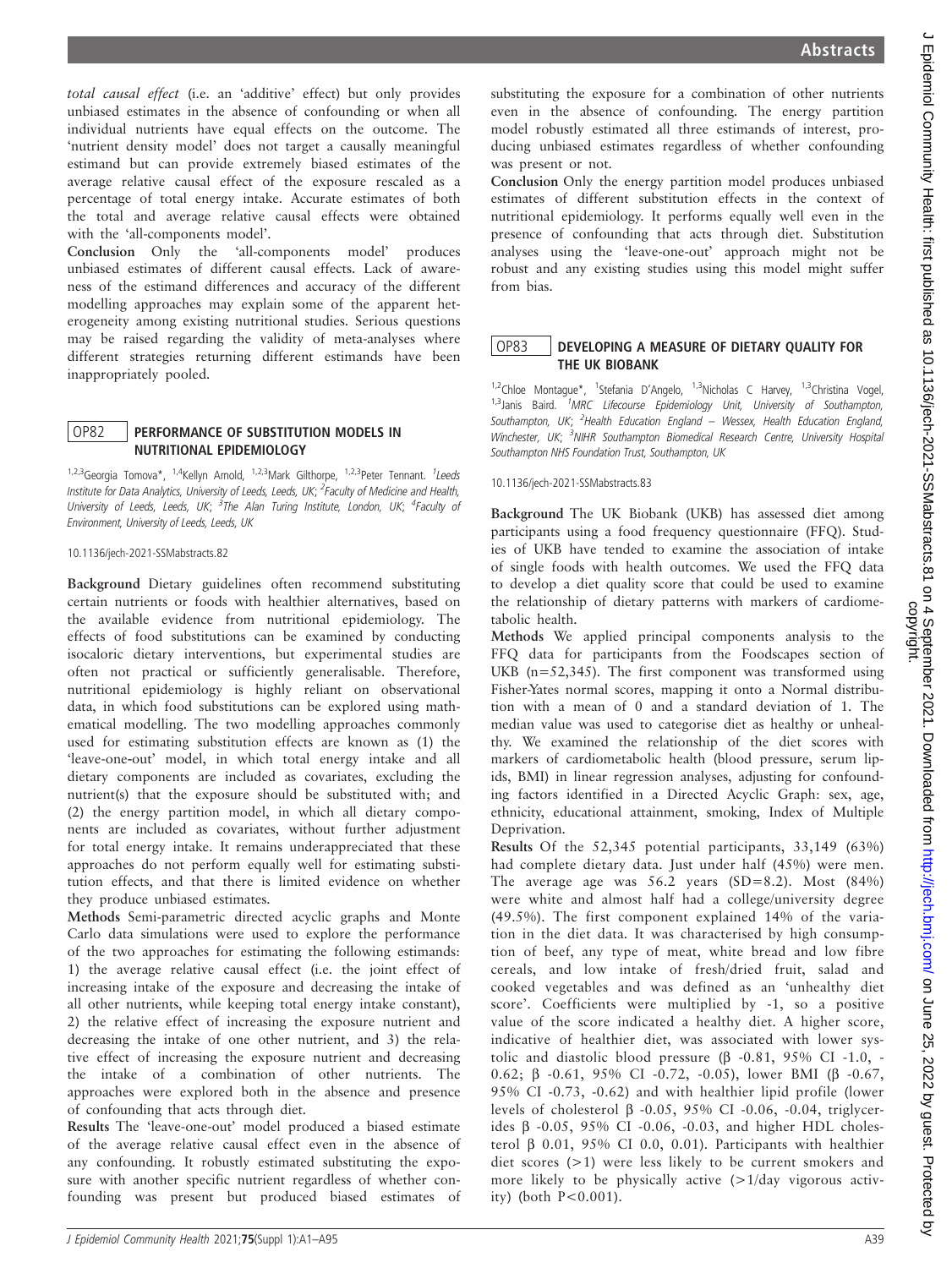*total causal effect* (i.e. an 'additive' effect) but only provides unbiased estimates in the absence of confounding or when all individual nutrients have equal effects on the outcome. The 'nutrient density model' does not target a causally meaningful estimand but can provide extremely biased estimates of the average relative causal effect of the exposure rescaled as a percentage of total energy intake. Accurate estimates of both the total and average relative causal effects were obtained with the 'all-components model'.

**Conclusion** Only the 'all-components model' produces unbiased estimates of different causal effects. Lack of awareness of the estimand differences and accuracy of the different modelling approaches may explain some of the apparent heterogeneity among existing nutritional studies. Serious questions may be raised regarding the validity of meta-analyses where different strategies returning different estimands have been inappropriately pooled.

## OP82 PERFORMANCE OF SUBSTITUTION MODELS IN NUTRITIONAL EPIDEMIOLOGY

[1,2,3]Georgia Tomova*, [1,4]Kellyn Arnold, [1,2,3]Mark Gilthorpe, [1,2,3]Peter Tennant. [1]*Leeds Institute for Data Analytics, University of Leeds, Leeds, UK*; [2]*Faculty of Medicine and Health, University of Leeds, Leeds, UK*; [3]*The Alan Turing Institute, London, UK*; [4]*Faculty of Environment, University of Leeds, Leeds, UK*

10.1136/jech-2021-SSMabstracts.82

**Background** Dietary guidelines often recommend substituting certain nutrients or foods with healthier alternatives, based on the available evidence from nutritional epidemiology. The effects of food substitutions can be examined by conducting isocaloric dietary interventions, but experimental studies are often not practical or sufficiently generalisable. Therefore, nutritional epidemiology is highly reliant on observational data, in which food substitutions can be explored using mathematical modelling. The two modelling approaches commonly used for estimating substitution effects are known as (1) the 'leave-one-out' model, in which total energy intake and all dietary components are included as covariates, excluding the nutrient(s) that the exposure should be substituted with; and (2) the energy partition model, in which all dietary components are included as covariates, without further adjustment for total energy intake. It remains underappreciated that these approaches do not perform equally well for estimating substitution effects, and that there is limited evidence on whether they produce unbiased estimates.

**Methods** Semi-parametric directed acyclic graphs and Monte Carlo data simulations were used to explore the performance of the two approaches for estimating the following estimands: 1) the average relative causal effect (i.e. the joint effect of increasing intake of the exposure and decreasing the intake of all other nutrients, while keeping total energy intake constant), 2) the relative effect of increasing the exposure nutrient and decreasing the intake of one other nutrient, and 3) the relative effect of increasing the exposure nutrient and decreasing the intake of a combination of other nutrients. The approaches were explored both in the absence and presence of confounding that acts through diet.

**Results** The 'leave-one-out' model produced a biased estimate of the average relative causal effect even in the absence of any confounding. It robustly estimated substituting the exposure with another specific nutrient regardless of whether confounding was present but produced biased estimates of substituting the exposure for a combination of other nutrients even in the absence of confounding. The energy partition model robustly estimated all three estimands of interest, producing unbiased estimates regardless of whether confounding was present or not.

**Conclusion** Only the energy partition model produces unbiased estimates of different substitution effects in the context of nutritional epidemiology. It performs equally well even in the presence of confounding that acts through diet. Substitution analyses using the 'leave-one-out' approach might not be robust and any existing studies using this model might suffer from bias.

## OP83 DEVELOPING A MEASURE OF DIETARY QUALITY FOR THE UK BIOBANK

[1,2]Chloe Montague*, [1]Stefania D'Angelo, [1,3]Nicholas C Harvey, [1,3]Christina Vogel, [1,3]Janis Baird. [1]*MRC Lifecourse Epidemiology Unit, University of Southampton, Southampton, UK*; [2]*Health Education England – Wessex, Health Education England, Winchester, UK*; [3]*NIHR Southampton Biomedical Research Centre, University Hospital Southampton NHS Foundation Trust, Southampton, UK*

10.1136/jech-2021-SSMabstracts.83

**Background** The UK Biobank (UKB) has assessed diet among participants using a food frequency questionnaire (FFQ). Studies of UKB have tended to examine the association of intake of single foods with health outcomes. We used the FFQ data to develop a diet quality score that could be used to examine the relationship of dietary patterns with markers of cardiometabolic health.

**Methods** We applied principal components analysis to the FFQ data for participants from the Foodscapes section of UKB (n=52,345). The first component was transformed using Fisher-Yates normal scores, mapping it onto a Normal distribution with a mean of 0 and a standard deviation of 1. The median value was used to categorise diet as healthy or unhealthy. We examined the relationship of the diet scores with markers of cardiometabolic health (blood pressure, serum lipids, BMI) in linear regression analyses, adjusting for confounding factors identified in a Directed Acyclic Graph: sex, age, ethnicity, educational attainment, smoking, Index of Multiple Deprivation.

**Results** Of the 52,345 potential participants, 33,149 (63%) had complete dietary data. Just under half (45%) were men. The average age was 56.2 years (SD=8.2). Most (84%) were white and almost half had a college/university degree (49.5%). The first component explained 14% of the variation in the diet data. It was characterised by high consumption of beef, any type of meat, white bread and low fibre cereals, and low intake of fresh/dried fruit, salad and cooked vegetables and was defined as an 'unhealthy diet score'. Coefficients were multiplied by -1, so a positive value of the score indicated a healthy diet. A higher score, indicative of healthier diet, was associated with lower systolic and diastolic blood pressure (β -0.81, 95% CI -1.0, -0.62; β -0.61, 95% CI -0.72, -0.05), lower BMI (β -0.67, 95% CI -0.73, -0.62) and with healthier lipid profile (lower levels of cholesterol β -0.05, 95% CI -0.06, -0.04, triglycerides β -0.05, 95% CI -0.06, -0.03, and higher HDL cholesterol β 0.01, 95% CI 0.0, 0.01). Participants with healthier diet scores (>1) were less likely to be current smokers and more likely to be physically active (>1/day vigorous activity) (both P<0.001).